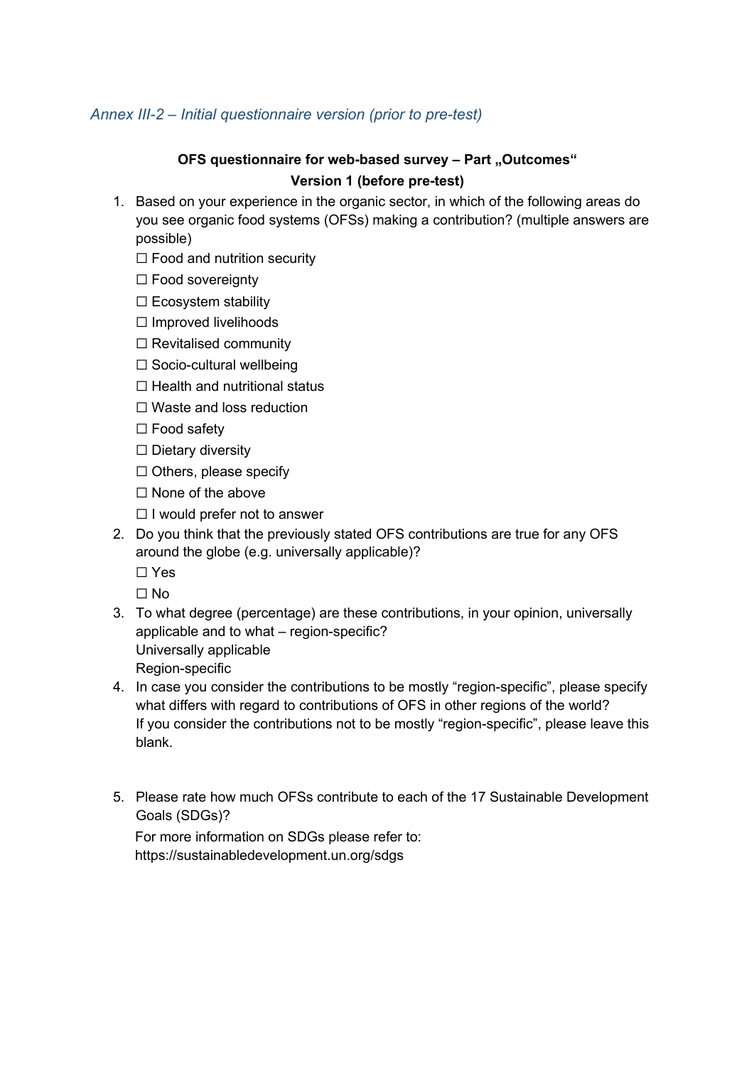*Annex III-2 – Initial questionnaire version (prior to pre-test)*

**OFS questionnaire for web-based survey – Part „Outcomes“**
**Version 1 (before pre-test)**

1. Based on your experience in the organic sector, in which of the following areas do you see organic food systems (OFSs) making a contribution? (multiple answers are possible)
   ☐ Food and nutrition security
   ☐ Food sovereignty
   ☐ Ecosystem stability
   ☐ Improved livelihoods
   ☐ Revitalised community
   ☐ Socio-cultural wellbeing
   ☐ Health and nutritional status
   ☐ Waste and loss reduction
   ☐ Food safety
   ☐ Dietary diversity
   ☐ Others, please specify
   ☐ None of the above
   ☐ I would prefer not to answer
2. Do you think that the previously stated OFS contributions are true for any OFS around the globe (e.g. universally applicable)?
   ☐ Yes
   ☐ No
3. To what degree (percentage) are these contributions, in your opinion, universally applicable and to what – region-specific?
   Universally applicable
   Region-specific
4. In case you consider the contributions to be mostly “region-specific”, please specify what differs with regard to contributions of OFS in other regions of the world?
   If you consider the contributions not to be mostly “region-specific”, please leave this blank.

5. Please rate how much OFSs contribute to each of the 17 Sustainable Development Goals (SDGs)?
   For more information on SDGs please refer to:
   https://sustainabledevelopment.un.org/sdgs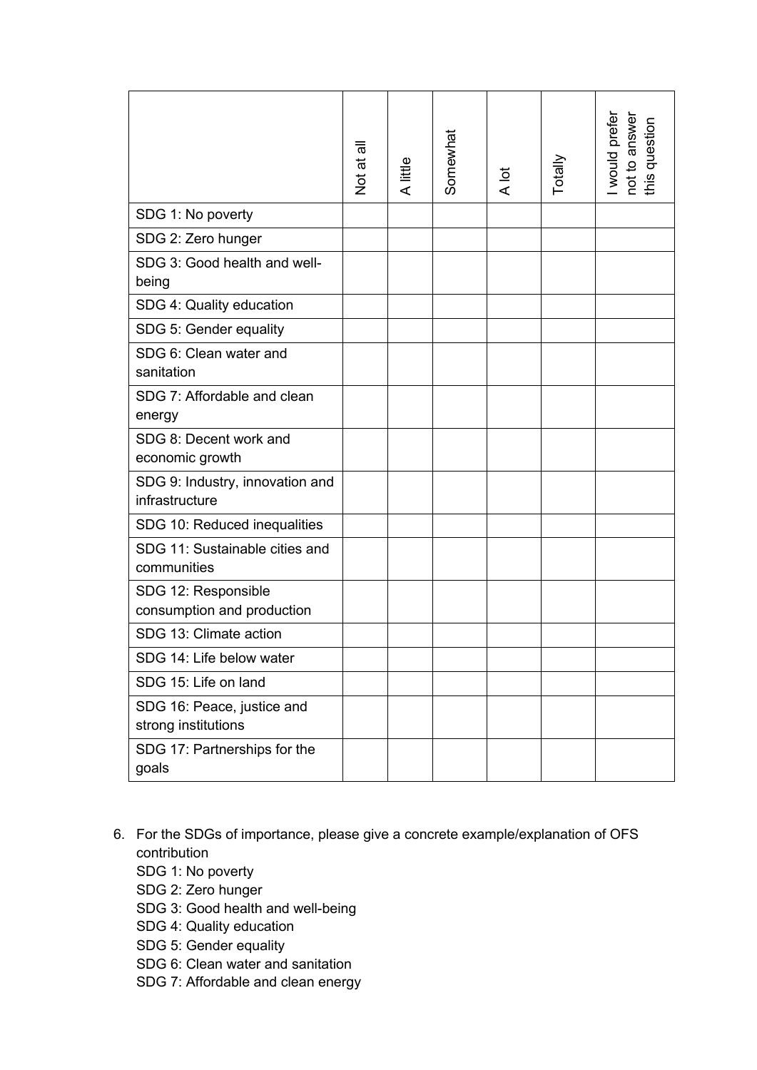| | Not at all | A little | Somewhat | A lot | Totally | I would prefer not to answer this question |
|---|---|---|---|---|---|---|
| SDG 1: No poverty | | | | | | |
| SDG 2: Zero hunger | | | | | | |
| SDG 3: Good health and well-being | | | | | | |
| SDG 4: Quality education | | | | | | |
| SDG 5: Gender equality | | | | | | |
| SDG 6: Clean water and sanitation | | | | | | |
| SDG 7: Affordable and clean energy | | | | | | |
| SDG 8: Decent work and economic growth | | | | | | |
| SDG 9: Industry, innovation and infrastructure | | | | | | |
| SDG 10: Reduced inequalities | | | | | | |
| SDG 11: Sustainable cities and communities | | | | | | |
| SDG 12: Responsible consumption and production | | | | | | |
| SDG 13: Climate action | | | | | | |
| SDG 14: Life below water | | | | | | |
| SDG 15: Life on land | | | | | | |
| SDG 16: Peace, justice and strong institutions | | | | | | |
| SDG 17: Partnerships for the goals | | | | | | |

6. For the SDGs of importance, please give a concrete example/explanation of OFS contribution
   SDG 1: No poverty
   SDG 2: Zero hunger
   SDG 3: Good health and well-being
   SDG 4: Quality education
   SDG 5: Gender equality
   SDG 6: Clean water and sanitation
   SDG 7: Affordable and clean energy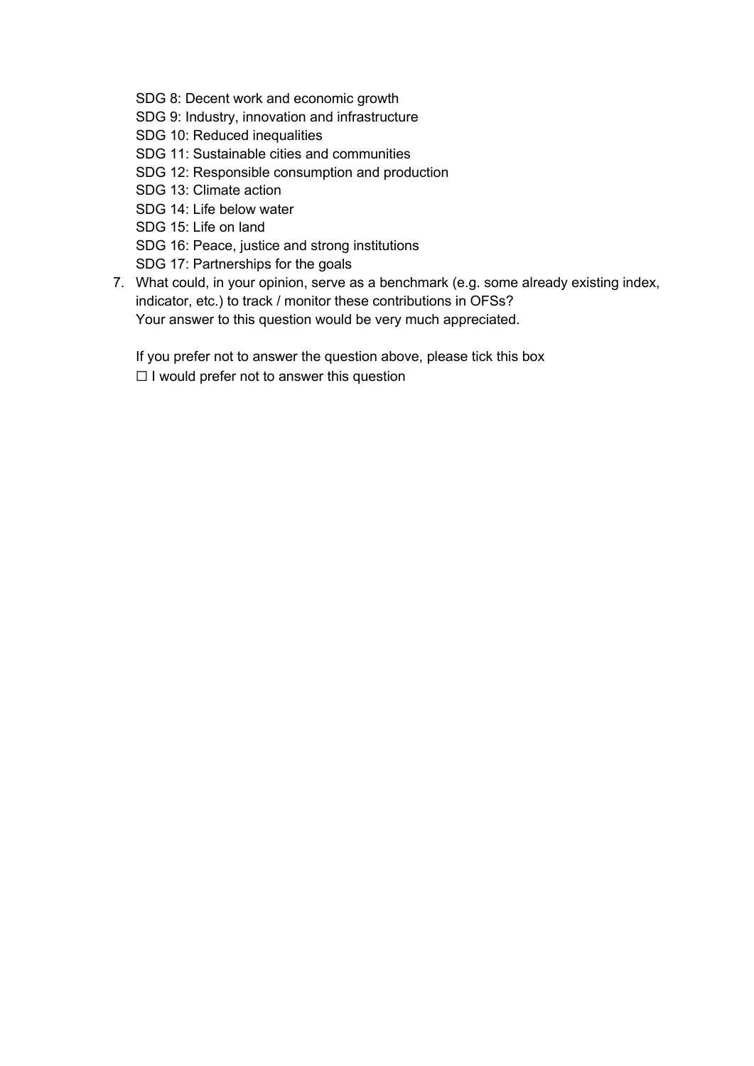SDG 8: Decent work and economic growth
SDG 9: Industry, innovation and infrastructure
SDG 10: Reduced inequalities
SDG 11: Sustainable cities and communities
SDG 12: Responsible consumption and production
SDG 13: Climate action
SDG 14: Life below water
SDG 15: Life on land
SDG 16: Peace, justice and strong institutions
SDG 17: Partnerships for the goals

7. What could, in your opinion, serve as a benchmark (e.g. some already existing index, indicator, etc.) to track / monitor these contributions in OFSs?
   Your answer to this question would be very much appreciated.

   If you prefer not to answer the question above, please tick this box
   ☐ I would prefer not to answer this question